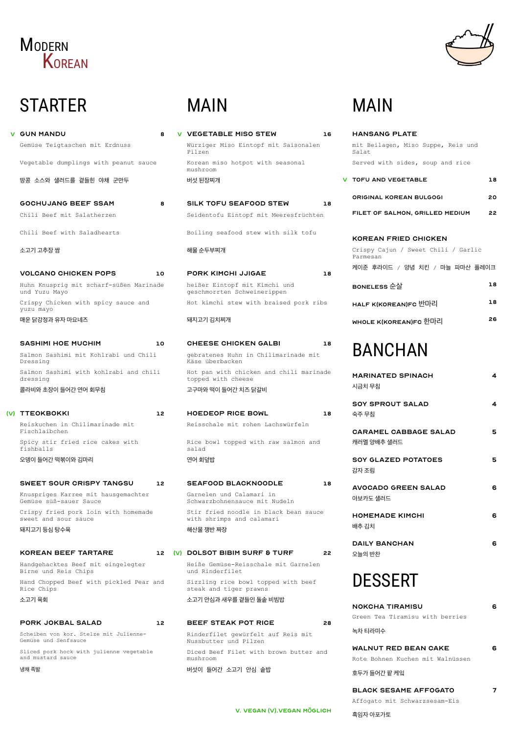# MODERN KOREAN

## STARTER

### V GUN MANDU — 8
Gemüse Teigtaschen mit Erdnuss

Vegetable dumplings with peanut sauce

땅콩 소스와 샐러드를 곁들인 야채 군만두

### GOCHUJANG BEEF SSAM — 8
Chili Beef mit Salatherzen

Chili Beef with Saladhearts

소고기 고추장 쌈

### VOLCANO CHICKEN POPS — 10
Huhn Knusprig mit scharf-süßen Marinade und Yuzu Mayo

Crispy Chicken with spicy sauce and yuzu mayo

매운 닭강정과 유자 마요네즈

### SASHIMI HOE MUCHIM — 10
Salmon Sashimi mit Kohlrabi und Chili Dressing

Salmon Sashimi with kohlrabi and chili dressing

콜라비와 초장이 들어간 연어 회무침

### (V) TTEOKBOKKI — 12
Reiskuchen in Chilimarinade mit Fischlaibchen

Spicy stir fried rice cakes with fishballs

오뎅이 들어간 떡볶이와 김마리

### SWEET SOUR CRISPY TANGSU — 12
Knuspriges Karree mit hausgemachter Gemüse süß-sauer Sauce

Crispy fried pork loin with homemade sweet and sour sauce

돼지고기 등심 탕수육

### KOREAN BEEF TARTARE — 12
Handgehacktes Beef mit eingelegter Birne und Reis Chips

Hand Chopped Beef with pickled Pear and Rice Chips

소고기 육회

### PORK JOKBAL SALAD — 12
Scheiben von kor. Stelze mit Julienne-Gemüse und Senfsauce

Sliced pork hock with julienne vegetable and mustard sauce

냉채 족발

## MAIN

### V VEGETABLE MISO STEW — 16
Würziger Miso Eintopf mit Saisonalen Pilzen

Korean miso hotpot with seasonal mushroom

버섯 된장찌개

### SILK TOFU SEAFOOD STEW — 18
Seidentofu Eintopf mit Meeresfrüchten

Boiling seafood stew with silk tofu

해물 순두부찌개

### PORK KIMCHI JJIGAE — 18
heißer Eintopf mit Kimchi und geschmorrten Schweinerippen

Hot kimchi stew with braised pork ribs

돼지고기 김치찌개

### CHEESE CHICKEN GALBI — 18
gebratenes Huhn in Chilimarinade mit Käse überbacken

Hot pan with chicken and chili marinade topped with cheese

고구마와 떡이 들어간 치즈 닭갈비

### HOEDEOP RICE BOWL — 18
Reisschale mit rohen Lachswürfeln

Rice bowl topped with raw salmon and salad

연어 회덮밥

### SEAFOOD BLACKNOODLE — 18
Garnelen und Calamari in Schwarzbohnensauce mit Nudeln

Stir fried noodle in black bean sauce with shrimps and calamari

해산물 쟁반 짜장

### (V) DOLSOT BIBIM SURF & TURF — 22
Heiße Gemüse-Reisschale mit Garnelen und Rinderfilet

Sizzling rice bowl topped with beef steak and tiger prawns

소고기 안심과 새우를 곁들인 돌솥 비빔밥

### BEEF STEAK POT RICE — 28
Rinderfilet gewürfelt auf Reis mit Nussbutter und Pilzen

Diced Beef Filet with brown butter and mushroom

버섯이 들어간 소고기 안심 솥밥

V. VEGAN (V).VEGAN MÖGLICH

## MAIN

### HANSANG PLATE
mit Beilagen, Miso Suppe, Reis und Salat

Served with sides, soup and rice

| | |
|---|---|
| V TOFU AND VEGETABLE | 18 |
| ORIGINAL KOREAN BULGOGI | 20 |
| FILET OF SALMON, GRILLED MEDIUM | 22 |

### KOREAN FRIED CHICKEN
Crispy Cajun / Sweet Chili / Garlic Parmesan

케이준 후라이드 / 양념 치킨 / 마늘 파마산 플레이크

| | |
|---|---|
| BONELESS 순살 | 18 |
| HALF K(KOREAN)FC 반마리 | 18 |
| WHOLE K(KOREAN)FC 한마리 | 26 |

## BANCHAN

### MARINATED SPINACH — 4
시금치 무침

### SOY SPROUT SALAD — 4
숙주 무침

### CARAMEL CABBAGE SALAD — 5
캐러멜 양배추 샐러드

### SOY GLAZED POTATOES — 5
감자 조림

### AVOCADO GREEN SALAD — 6
아보카도 샐러드

### HOMEMADE KIMCHI — 6
배추 김치

### DAILY BANCHAN — 6
오늘의 반찬

## DESSERT

### NOKCHA TIRAMISU — 6
Green Tea Tiramisu with berries

녹차 티라미수

### WALNUT RED BEAN CAKE — 6
Rote Bohnen Kuchen mit Walnüssen

호두가 들어간 팥 케잌

### BLACK SESAME AFFOGATO — 7
Affogato mit Schwarzsesam-Eis

흑임자 아포가토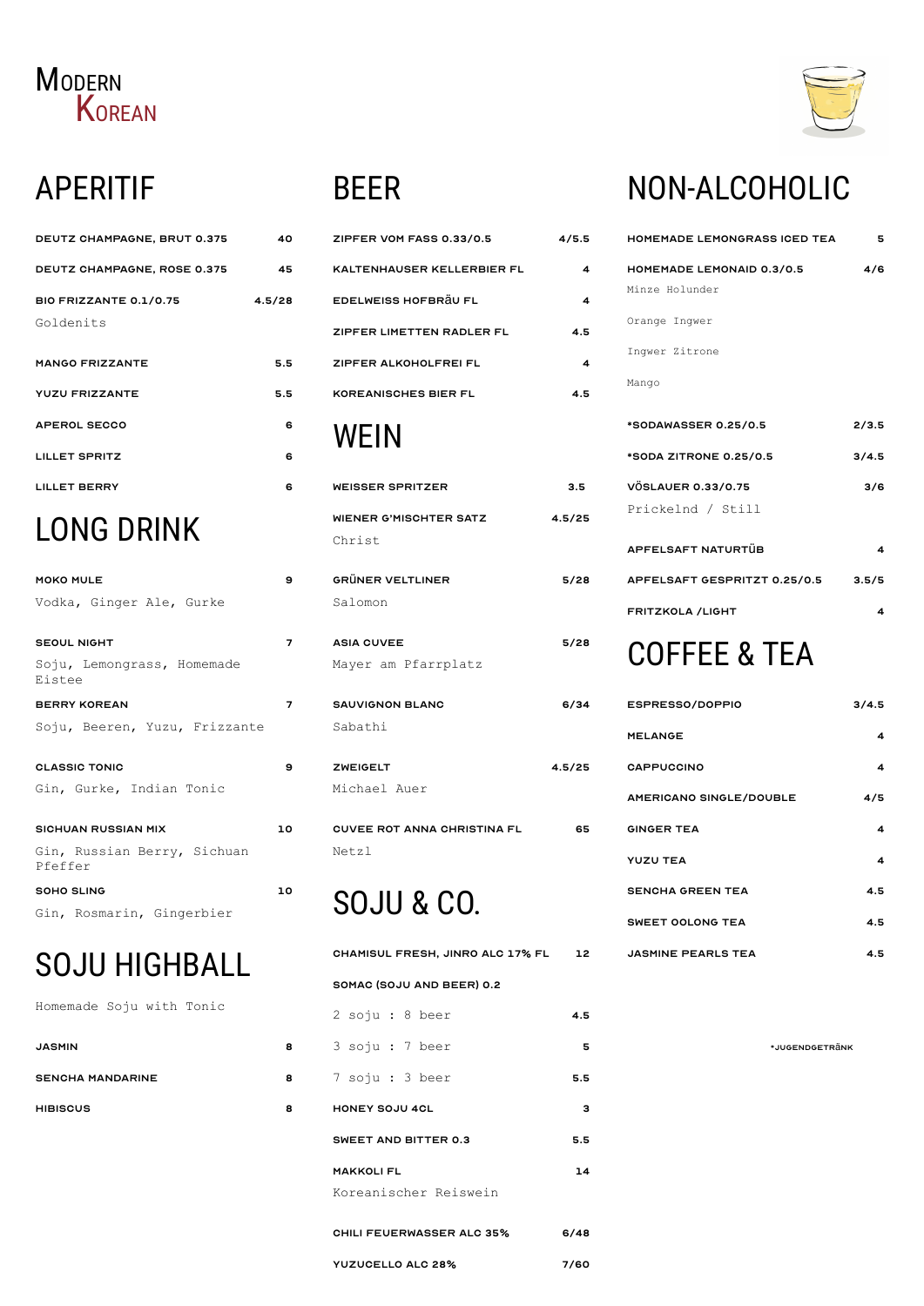# Modern Korean

## APERITIF

| | |
|---|---|
| **DEUTZ CHAMPAGNE, BRUT 0.375** | 40 |
| **DEUTZ CHAMPAGNE, ROSE 0.375** | 45 |
| **BIO FRIZZANTE 0.1/0.75** | 4.5/28 |
| Goldenits | |
| **MANGO FRIZZANTE** | 5.5 |
| **YUZU FRIZZANTE** | 5.5 |
| **APEROL SECCO** | 6 |
| **LILLET SPRITZ** | 6 |
| **LILLET BERRY** | 6 |

## LONG DRINK

| | |
|---|---|
| **MOKO MULE** | 9 |
| Vodka, Ginger Ale, Gurke | |
| **SEOUL NIGHT** | 7 |
| Soju, Lemongrass, Homemade Eistee | |
| **BERRY KOREAN** | 7 |
| Soju, Beeren, Yuzu, Frizzante | |
| **CLASSIC TONIC** | 9 |
| Gin, Gurke, Indian Tonic | |
| **SICHUAN RUSSIAN MIX** | 10 |
| Gin, Russian Berry, Sichuan Pfeffer | |
| **SOHO SLING** | 10 |
| Gin, Rosmarin, Gingerbier | |

## SOJU HIGHBALL

Homemade Soju with Tonic

| | |
|---|---|
| **JASMIN** | 8 |
| **SENCHA MANDARINE** | 8 |
| **HIBISCUS** | 8 |

## BEER

| | |
|---|---|
| **ZIPFER VOM FASS 0.33/0.5** | 4/5.5 |
| **KALTENHAUSER KELLERBIER FL** | 4 |
| **EDELWEISS HOFBRÄU FL** | 4 |
| **ZIPFER LIMETTEN RADLER FL** | 4.5 |
| **ZIPFER ALKOHOLFREI FL** | 4 |
| **KOREANISCHES BIER FL** | 4.5 |

## WEIN

| | |
|---|---|
| **WEISSER SPRITZER** | 3.5 |
| **WIENER G'MISCHTER SATZ** | 4.5/25 |
| Christ | |
| **GRÜNER VELTLINER** | 5/28 |
| Salomon | |
| **ASIA CUVEE** | 5/28 |
| Mayer am Pfarrplatz | |
| **SAUVIGNON BLANC** | 6/34 |
| Sabathi | |
| **ZWEIGELT** | 4.5/25 |
| Michael Auer | |
| **CUVEE ROT ANNA CHRISTINA FL** | 65 |
| Netzl | |

## SOJU & CO.

| | |
|---|---|
| **CHAMISUL FRESH, JINRO ALC 17% FL** | 12 |
| **SOMAC (SOJU AND BEER) 0.2** | |
| 2 soju : 8 beer | 4.5 |
| 3 soju : 7 beer | 5 |
| 7 soju : 3 beer | 5.5 |
| **HONEY SOJU 4CL** | 3 |
| **SWEET AND BITTER 0.3** | 5.5 |
| **MAKKOLI FL** | 14 |
| Koreanischer Reiswein | |
| **CHILI FEUERWASSER ALC 35%** | 6/48 |
| **YUZUCELLO ALC 28%** | 7/60 |

## NON-ALCOHOLIC

| | |
|---|---|
| **HOMEMADE LEMONGRASS ICED TEA** | 5 |
| **HOMEMADE LEMONAID 0.3/0.5** | 4/6 |
| Minze Holunder | |
| Orange Ingwer | |
| Ingwer Zitrone | |
| Mango | |
| **\*SODAWASSER 0.25/0.5** | 2/3.5 |
| **\*SODA ZITRONE 0.25/0.5** | 3/4.5 |
| **VÖSLAUER 0.33/0.75** | 3/6 |
| Prickelnd / Still | |
| **APFELSAFT NATURTÜB** | 4 |
| **APFELSAFT GESPRITZT 0.25/0.5** | 3.5/5 |
| **FRITZKOLA /LIGHT** | 4 |

## COFFEE & TEA

| | |
|---|---|
| **ESPRESSO/DOPPIO** | 3/4.5 |
| **MELANGE** | 4 |
| **CAPPUCCINO** | 4 |
| **AMERICANO SINGLE/DOUBLE** | 4/5 |
| **GINGER TEA** | 4 |
| **YUZU TEA** | 4 |
| **SENCHA GREEN TEA** | 4.5 |
| **SWEET OOLONG TEA** | 4.5 |
| **JASMINE PEARLS TEA** | 4.5 |

\*JUGENDGETRÄNK